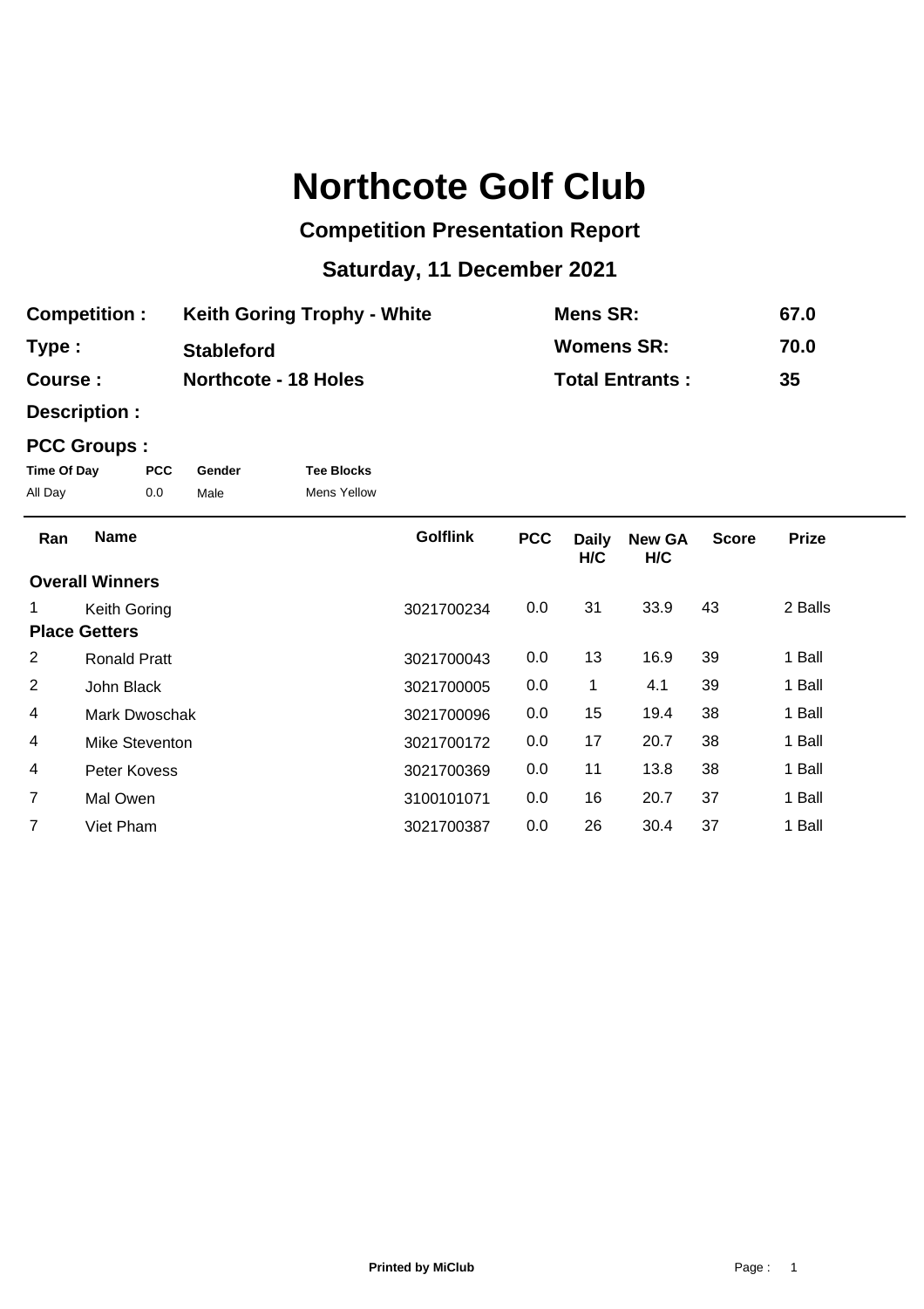# Northcote Golf Club

## Competition Presentation Report

## Saturday, 11 December 2021

| | | | |
|---|---|---|---|
| **Competition :** | **Keith Goring Trophy - White** | **Mens SR:** | **67.0** |
| **Type :** | **Stableford** | **Womens SR:** | **70.0** |
| **Course :** | **Northcote - 18 Holes** | **Total Entrants :** | **35** |

**Description :**

**PCC Groups :**

| Time Of Day | PCC | Gender | Tee Blocks |
|---|---|---|---|
| All Day | 0.0 | Male | Mens Yellow |

| Ran | Name | Golflink | PCC | Daily H/C | New GA H/C | Score | Prize |
|---|---|---|---|---|---|---|---|
| **Overall Winners** | | | | | | | |
| 1 | Keith Goring | 3021700234 | 0.0 | 31 | 33.9 | 43 | 2 Balls |
| **Place Getters** | | | | | | | |
| 2 | Ronald Pratt | 3021700043 | 0.0 | 13 | 16.9 | 39 | 1 Ball |
| 2 | John Black | 3021700005 | 0.0 | 1 | 4.1 | 39 | 1 Ball |
| 4 | Mark Dwoschak | 3021700096 | 0.0 | 15 | 19.4 | 38 | 1 Ball |
| 4 | Mike Steventon | 3021700172 | 0.0 | 17 | 20.7 | 38 | 1 Ball |
| 4 | Peter Kovess | 3021700369 | 0.0 | 11 | 13.8 | 38 | 1 Ball |
| 7 | Mal Owen | 3100101071 | 0.0 | 16 | 20.7 | 37 | 1 Ball |
| 7 | Viet Pham | 3021700387 | 0.0 | 26 | 30.4 | 37 | 1 Ball |

**Printed by MiClub**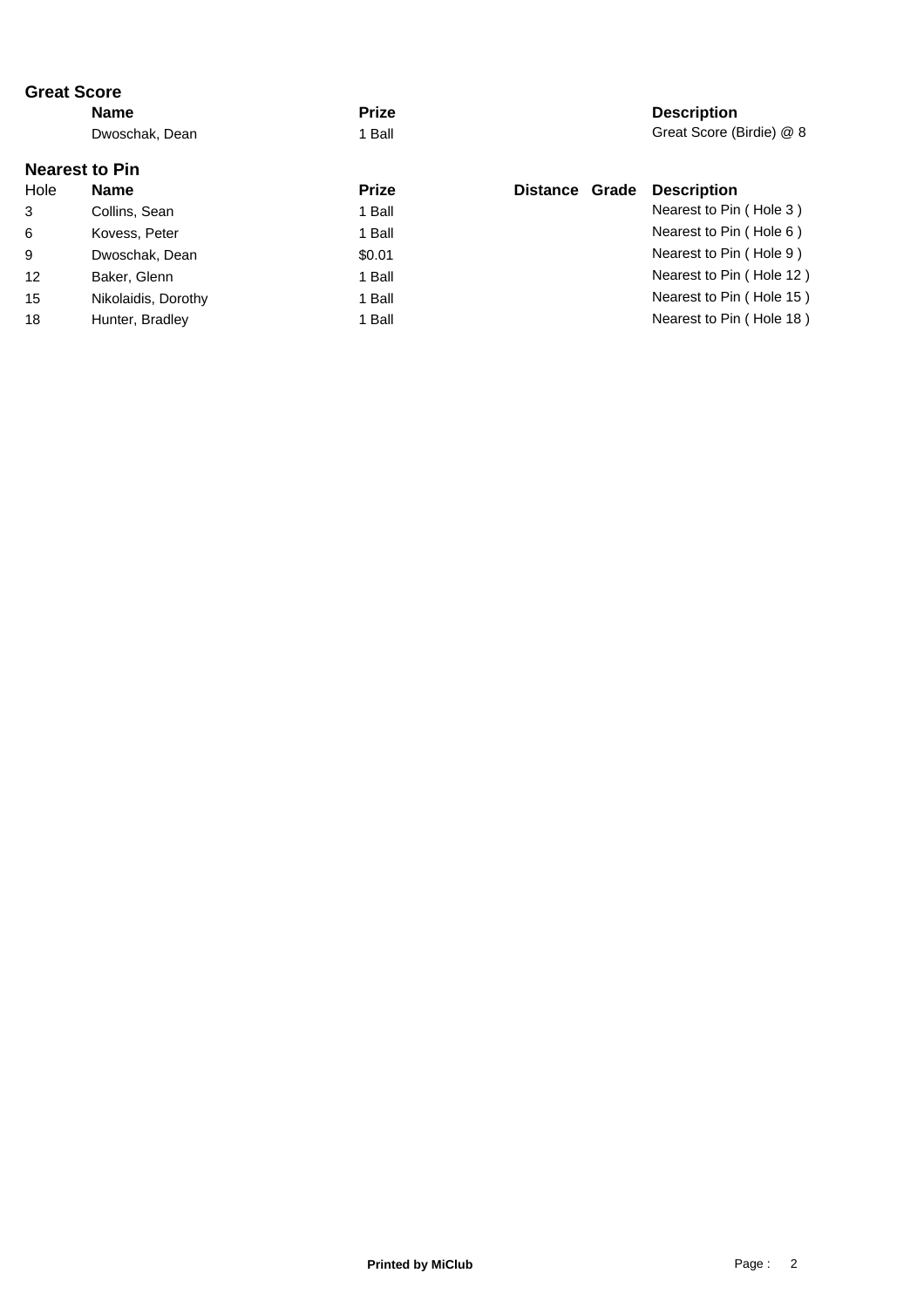## Great Score

| | Name | Prize | Description |
|---|---|---|---|
| | Dwoschak, Dean | 1 Ball | Great Score (Birdie) @ 8 |

## Nearest to Pin

| Hole | Name | Prize | Distance | Grade | Description |
|---|---|---|---|---|---|
| 3 | Collins, Sean | 1 Ball | | | Nearest to Pin ( Hole 3 ) |
| 6 | Kovess, Peter | 1 Ball | | | Nearest to Pin ( Hole 6 ) |
| 9 | Dwoschak, Dean | $0.01 | | | Nearest to Pin ( Hole 9 ) |
| 12 | Baker, Glenn | 1 Ball | | | Nearest to Pin ( Hole 12 ) |
| 15 | Nikolaidis, Dorothy | 1 Ball | | | Nearest to Pin ( Hole 15 ) |
| 18 | Hunter, Bradley | 1 Ball | | | Nearest to Pin ( Hole 18 ) |

**Printed by MiClub**